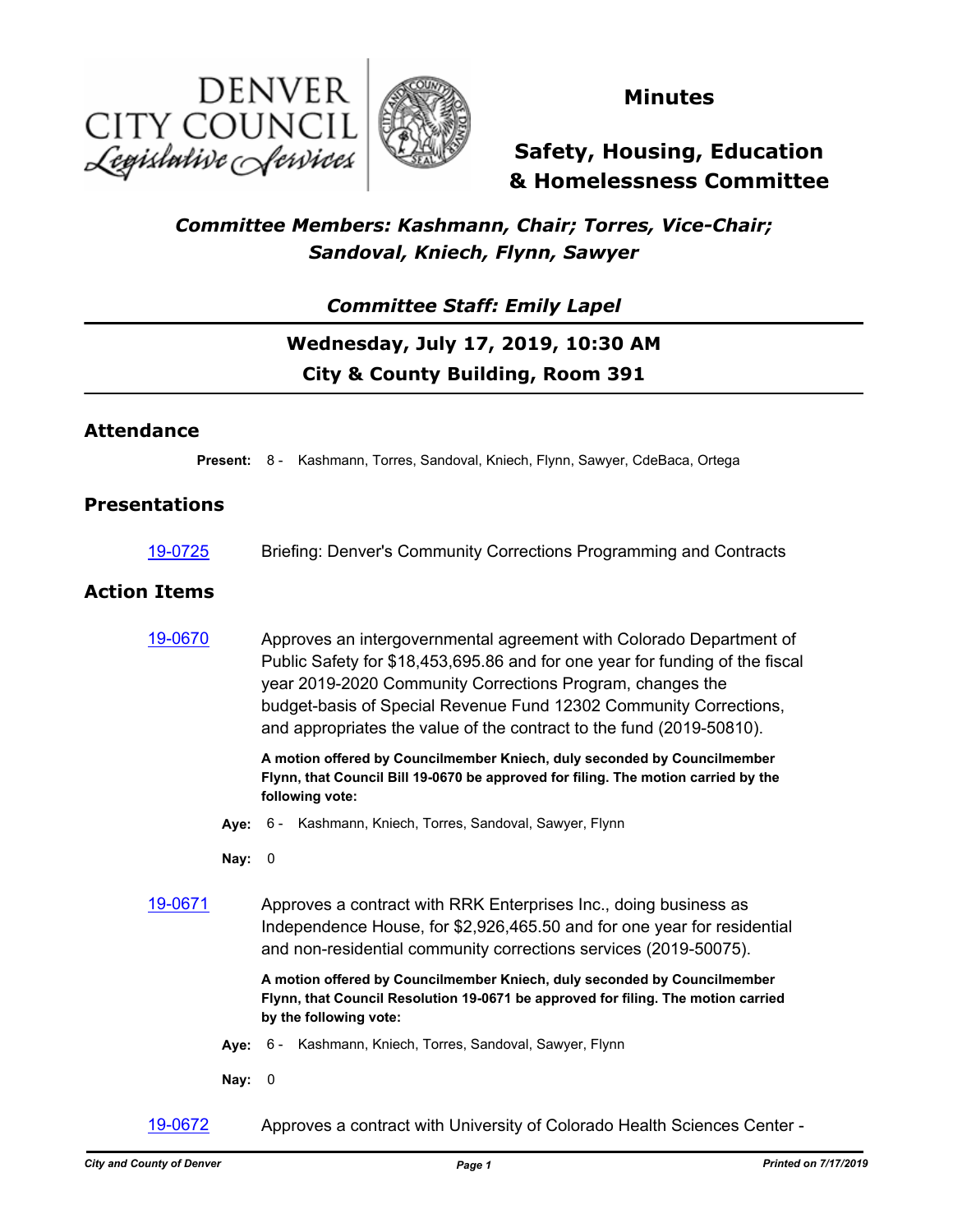# Minutes

# Safety, Housing, Education & Homelessness Committee

***Committee Members: Kashmann, Chair; Torres, Vice-Chair; Sandoval, Kniech, Flynn, Sawyer***

***Committee Staff: Emily Lapel***

**Wednesday, July 17, 2019, 10:30 AM**

**City & County Building, Room 391**

## Attendance

**Present:** 8 - Kashmann, Torres, Sandoval, Kniech, Flynn, Sawyer, CdeBaca, Ortega

## Presentations

19-0725 Briefing: Denver's Community Corrections Programming and Contracts

## Action Items

19-0670 Approves an intergovernmental agreement with Colorado Department of Public Safety for $18,453,695.86 and for one year for funding of the fiscal year 2019-2020 Community Corrections Program, changes the budget-basis of Special Revenue Fund 12302 Community Corrections, and appropriates the value of the contract to the fund (2019-50810).

**A motion offered by Councilmember Kniech, duly seconded by Councilmember Flynn, that Council Bill 19-0670 be approved for filing. The motion carried by the following vote:**

**Aye:** 6 - Kashmann, Kniech, Torres, Sandoval, Sawyer, Flynn

**Nay:** 0

19-0671 Approves a contract with RRK Enterprises Inc., doing business as Independence House, for $2,926,465.50 and for one year for residential and non-residential community corrections services (2019-50075).

**A motion offered by Councilmember Kniech, duly seconded by Councilmember Flynn, that Council Resolution 19-0671 be approved for filing. The motion carried by the following vote:**

**Aye:** 6 - Kashmann, Kniech, Torres, Sandoval, Sawyer, Flynn

**Nay:** 0

19-0672 Approves a contract with University of Colorado Health Sciences Center -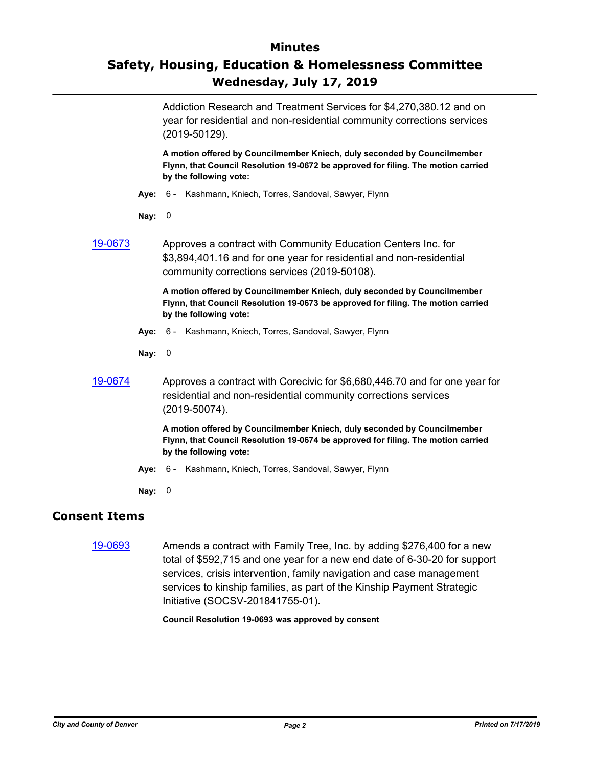Addiction Research and Treatment Services for $4,270,380.12 and on year for residential and non-residential community corrections services (2019-50129).

**A motion offered by Councilmember Kniech, duly seconded by Councilmember Flynn, that Council Resolution 19-0672 be approved for filing. The motion carried by the following vote:**

**Aye:** 6 - Kashmann, Kniech, Torres, Sandoval, Sawyer, Flynn

**Nay:** 0

19-0673 Approves a contract with Community Education Centers Inc. for $3,894,401.16 and for one year for residential and non-residential community corrections services (2019-50108).

**A motion offered by Councilmember Kniech, duly seconded by Councilmember Flynn, that Council Resolution 19-0673 be approved for filing. The motion carried by the following vote:**

**Aye:** 6 - Kashmann, Kniech, Torres, Sandoval, Sawyer, Flynn

**Nay:** 0

19-0674 Approves a contract with Corecivic for $6,680,446.70 and for one year for residential and non-residential community corrections services (2019-50074).

**A motion offered by Councilmember Kniech, duly seconded by Councilmember Flynn, that Council Resolution 19-0674 be approved for filing. The motion carried by the following vote:**

**Aye:** 6 - Kashmann, Kniech, Torres, Sandoval, Sawyer, Flynn

**Nay:** 0

## Consent Items

19-0693 Amends a contract with Family Tree, Inc. by adding $276,400 for a new total of $592,715 and one year for a new end date of 6-30-20 for support services, crisis intervention, family navigation and case management services to kinship families, as part of the Kinship Payment Strategic Initiative (SOCSV-201841755-01).

**Council Resolution 19-0693 was approved by consent**